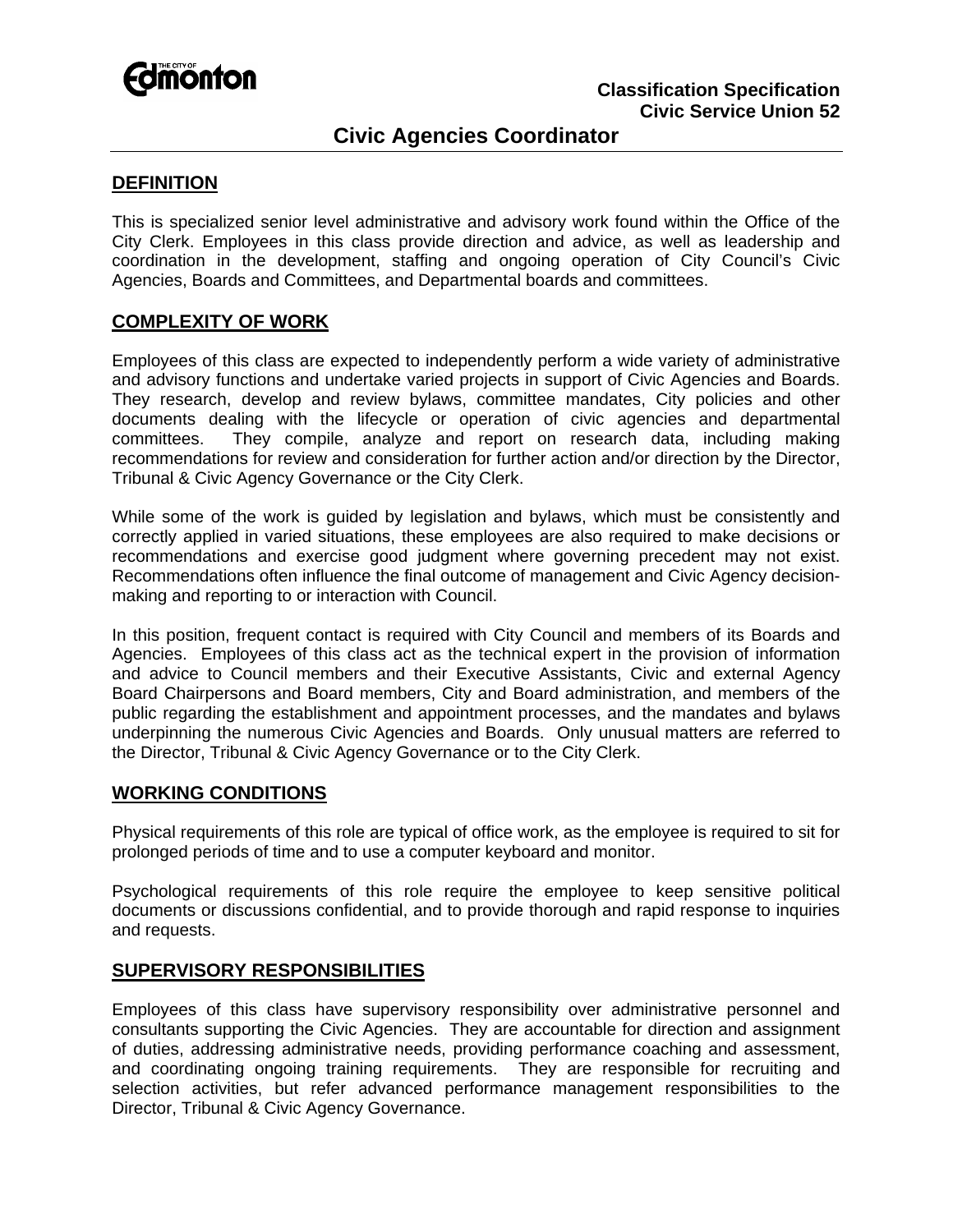**Classification Specification**
**Civic Service Union 52**

# Civic Agencies Coordinator

## DEFINITION

This is specialized senior level administrative and advisory work found within the Office of the City Clerk. Employees in this class provide direction and advice, as well as leadership and coordination in the development, staffing and ongoing operation of City Council's Civic Agencies, Boards and Committees, and Departmental boards and committees.

## COMPLEXITY OF WORK

Employees of this class are expected to independently perform a wide variety of administrative and advisory functions and undertake varied projects in support of Civic Agencies and Boards. They research, develop and review bylaws, committee mandates, City policies and other documents dealing with the lifecycle or operation of civic agencies and departmental committees. They compile, analyze and report on research data, including making recommendations for review and consideration for further action and/or direction by the Director, Tribunal & Civic Agency Governance or the City Clerk.

While some of the work is guided by legislation and bylaws, which must be consistently and correctly applied in varied situations, these employees are also required to make decisions or recommendations and exercise good judgment where governing precedent may not exist. Recommendations often influence the final outcome of management and Civic Agency decision-making and reporting to or interaction with Council.

In this position, frequent contact is required with City Council and members of its Boards and Agencies. Employees of this class act as the technical expert in the provision of information and advice to Council members and their Executive Assistants, Civic and external Agency Board Chairpersons and Board members, City and Board administration, and members of the public regarding the establishment and appointment processes, and the mandates and bylaws underpinning the numerous Civic Agencies and Boards. Only unusual matters are referred to the Director, Tribunal & Civic Agency Governance or to the City Clerk.

## WORKING CONDITIONS

Physical requirements of this role are typical of office work, as the employee is required to sit for prolonged periods of time and to use a computer keyboard and monitor.

Psychological requirements of this role require the employee to keep sensitive political documents or discussions confidential, and to provide thorough and rapid response to inquiries and requests.

## SUPERVISORY RESPONSIBILITIES

Employees of this class have supervisory responsibility over administrative personnel and consultants supporting the Civic Agencies. They are accountable for direction and assignment of duties, addressing administrative needs, providing performance coaching and assessment, and coordinating ongoing training requirements. They are responsible for recruiting and selection activities, but refer advanced performance management responsibilities to the Director, Tribunal & Civic Agency Governance.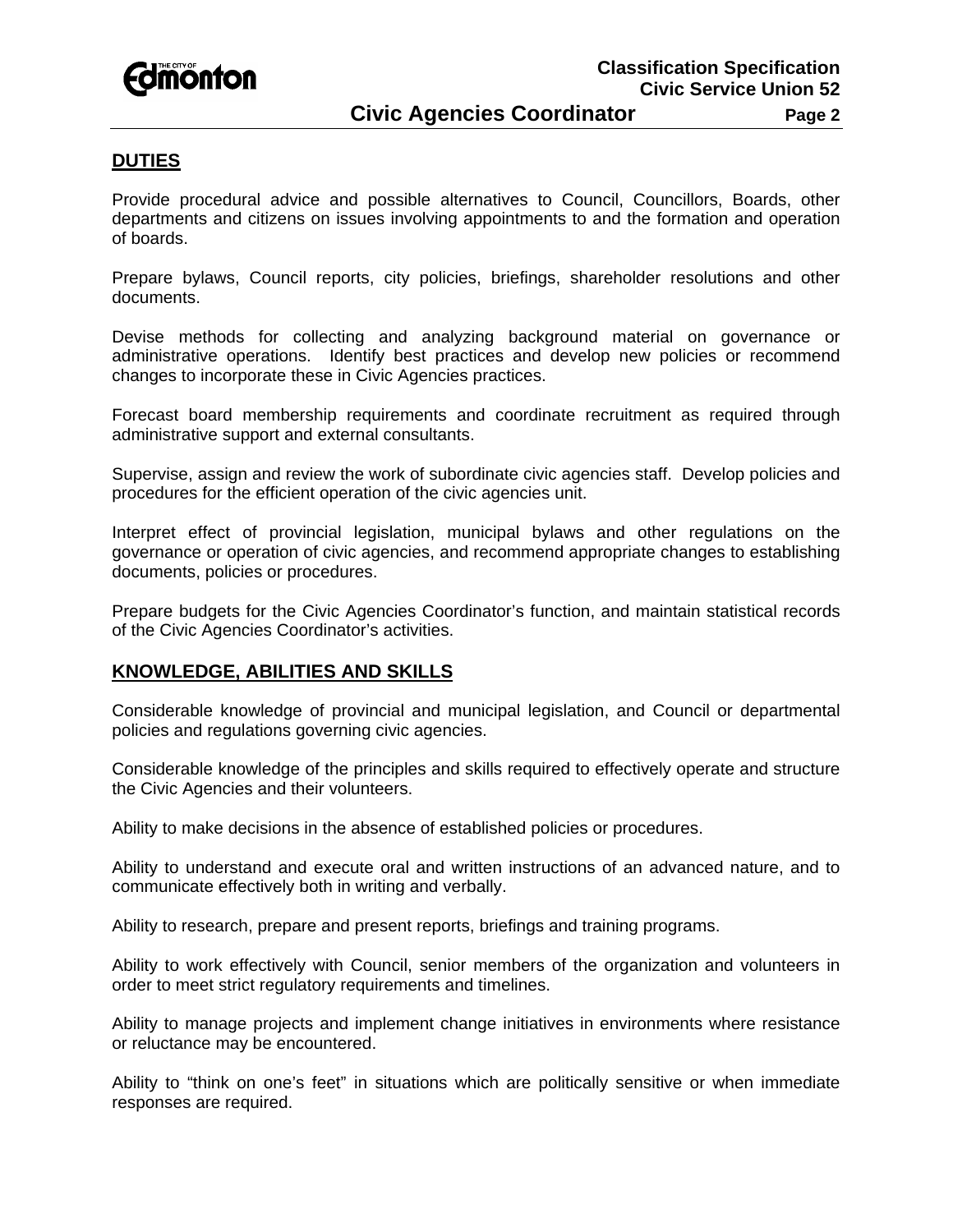## DUTIES

Provide procedural advice and possible alternatives to Council, Councillors, Boards, other departments and citizens on issues involving appointments to and the formation and operation of boards.

Prepare bylaws, Council reports, city policies, briefings, shareholder resolutions and other documents.

Devise methods for collecting and analyzing background material on governance or administrative operations. Identify best practices and develop new policies or recommend changes to incorporate these in Civic Agencies practices.

Forecast board membership requirements and coordinate recruitment as required through administrative support and external consultants.

Supervise, assign and review the work of subordinate civic agencies staff. Develop policies and procedures for the efficient operation of the civic agencies unit.

Interpret effect of provincial legislation, municipal bylaws and other regulations on the governance or operation of civic agencies, and recommend appropriate changes to establishing documents, policies or procedures.

Prepare budgets for the Civic Agencies Coordinator's function, and maintain statistical records of the Civic Agencies Coordinator's activities.

## KNOWLEDGE, ABILITIES AND SKILLS

Considerable knowledge of provincial and municipal legislation, and Council or departmental policies and regulations governing civic agencies.

Considerable knowledge of the principles and skills required to effectively operate and structure the Civic Agencies and their volunteers.

Ability to make decisions in the absence of established policies or procedures.

Ability to understand and execute oral and written instructions of an advanced nature, and to communicate effectively both in writing and verbally.

Ability to research, prepare and present reports, briefings and training programs.

Ability to work effectively with Council, senior members of the organization and volunteers in order to meet strict regulatory requirements and timelines.

Ability to manage projects and implement change initiatives in environments where resistance or reluctance may be encountered.

Ability to "think on one's feet" in situations which are politically sensitive or when immediate responses are required.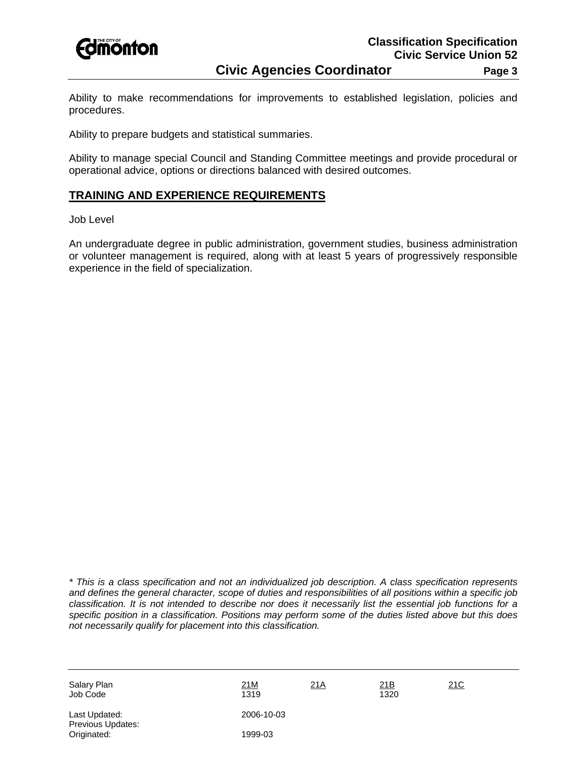Ability to make recommendations for improvements to established legislation, policies and procedures.

Ability to prepare budgets and statistical summaries.

Ability to manage special Council and Standing Committee meetings and provide procedural or operational advice, options or directions balanced with desired outcomes.

## TRAINING AND EXPERIENCE REQUIREMENTS

Job Level

An undergraduate degree in public administration, government studies, business administration or volunteer management is required, along with at least 5 years of progressively responsible experience in the field of specialization.

*\* This is a class specification and not an individualized job description. A class specification represents and defines the general character, scope of duties and responsibilities of all positions within a specific job classification. It is not intended to describe nor does it necessarily list the essential job functions for a specific position in a classification. Positions may perform some of the duties listed above but this does not necessarily qualify for placement into this classification.*

| | | | | |
|---|---|---|---|---|
| Salary Plan | 21M | 21A | 21B | 21C |
| Job Code | 1319 | | 1320 | |
| Last Updated: | 2006-10-03 | | | |
| Previous Updates: | | | | |
| Originated: | 1999-03 | | | |